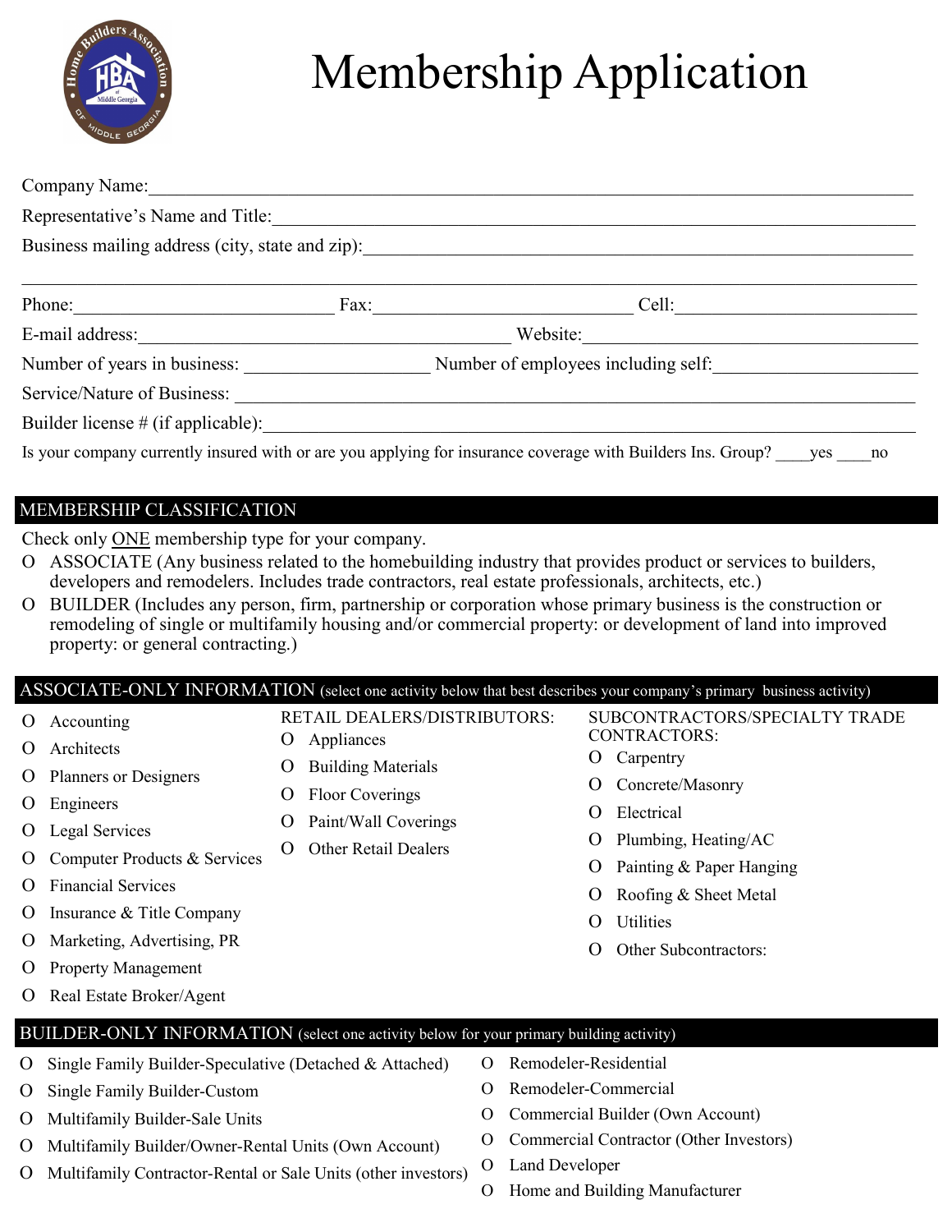# Membership Application

Company Name: ____________________________________________________________

Representative's Name and Title: ____________________________________________________________

Business mailing address (city, state and zip): ____________________________________________________________

____________________________________________________________

Phone: ______________________ Fax: ______________________ Cell: ______________________

E-mail address: ________________________________ Website: ________________________________

Number of years in business: ________________ Number of employees including self: ________________

Service/Nature of Business: ____________________________________________________________

Builder license # (if applicable): ____________________________________________________________

Is your company currently insured with or are you applying for insurance coverage with Builders Ins. Group? ____yes ____no

## MEMBERSHIP CLASSIFICATION

Check only <u>ONE</u> membership type for your company.

- O ASSOCIATE (Any business related to the homebuilding industry that provides product or services to builders, developers and remodelers. Includes trade contractors, real estate professionals, architects, etc.)
- O BUILDER (Includes any person, firm, partnership or corporation whose primary business is the construction or remodeling of single or multifamily housing and/or commercial property: or development of land into improved property: or general contracting.)

## ASSOCIATE-ONLY INFORMATION (select one activity below that best describes your company's primary business activity)

- O Accounting
- O Architects
- O Planners or Designers
- O Engineers
- O Legal Services
- O Computer Products & Services
- O Financial Services
- O Insurance & Title Company
- O Marketing, Advertising, PR
- O Property Management
- O Real Estate Broker/Agent

RETAIL DEALERS/DISTRIBUTORS:

- O Appliances
- O Building Materials
- O Floor Coverings
- O Paint/Wall Coverings
- O Other Retail Dealers

SUBCONTRACTORS/SPECIALTY TRADE CONTRACTORS:

- O Carpentry
- O Concrete/Masonry
- O Electrical
- O Plumbing, Heating/AC
- O Painting & Paper Hanging
- O Roofing & Sheet Metal
- O Utilities
- O Other Subcontractors:

## BUILDER-ONLY INFORMATION (select one activity below for your primary building activity)

- O Single Family Builder-Speculative (Detached & Attached)
- O Single Family Builder-Custom
- O Multifamily Builder-Sale Units
- O Multifamily Builder/Owner-Rental Units (Own Account)
- O Multifamily Contractor-Rental or Sale Units (other investors)
- O Remodeler-Residential
- O Remodeler-Commercial
- O Commercial Builder (Own Account)
- O Commercial Contractor (Other Investors)
- O Land Developer
- O Home and Building Manufacturer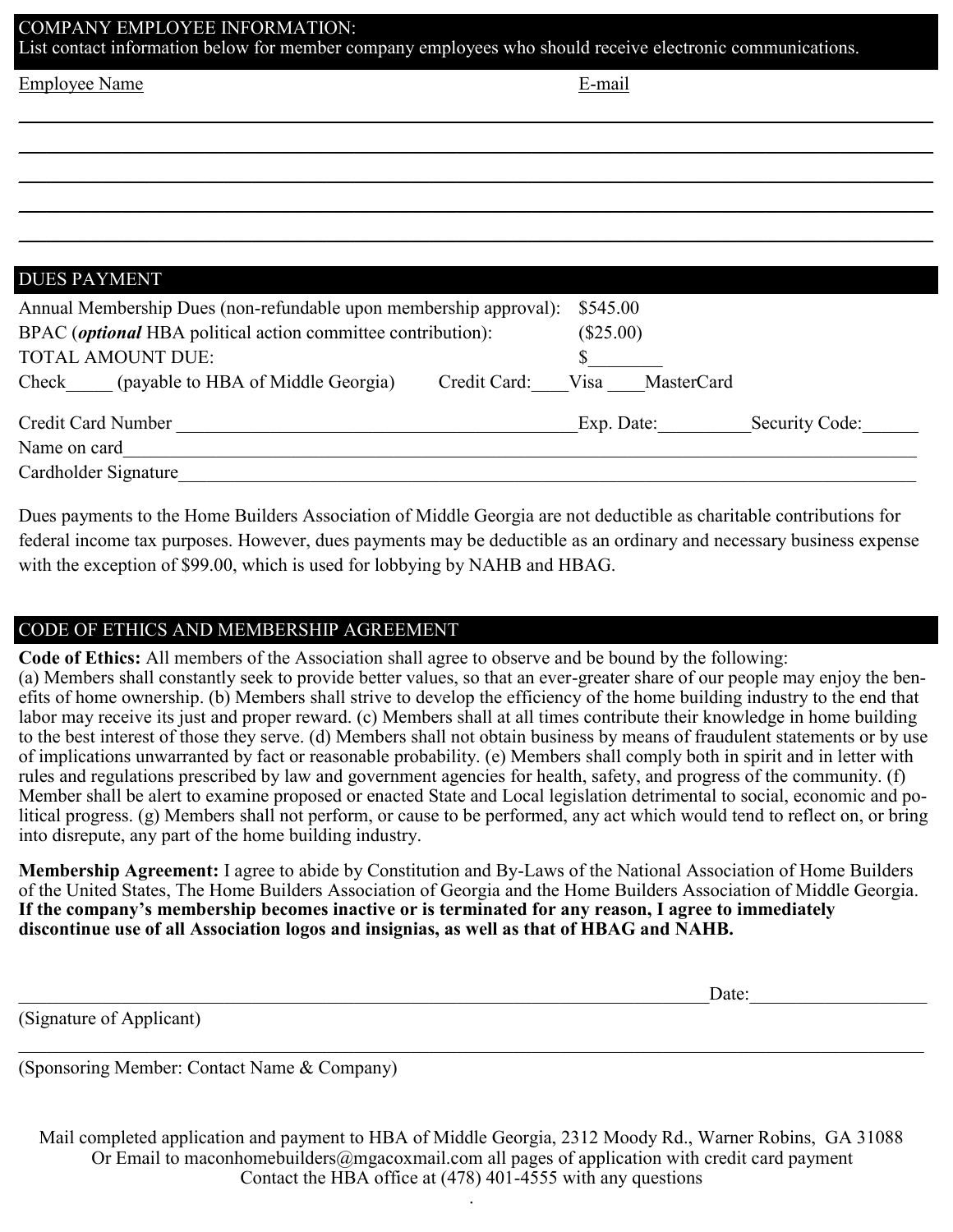## COMPANY EMPLOYEE INFORMATION:

List contact information below for member company employees who should receive electronic communications.

| Employee Name | E-mail |
| --- | --- |
| | |
| | |
| | |
| | |
| | |

## DUES PAYMENT

Annual Membership Dues (non-refundable upon membership approval): $545.00

BPAC (***optional*** HBA political action committee contribution): ($25.00)

TOTAL AMOUNT DUE: $________

Check_____ (payable to HBA of Middle Georgia) Credit Card:____Visa ____MasterCard

Credit Card Number ____________________________________________Exp. Date:__________Security Code:______

Name on card________________________________________________________________________________________

Cardholder Signature__________________________________________________________________________________

Dues payments to the Home Builders Association of Middle Georgia are not deductible as charitable contributions for federal income tax purposes. However, dues payments may be deductible as an ordinary and necessary business expense with the exception of $99.00, which is used for lobbying by NAHB and HBAG.

## CODE OF ETHICS AND MEMBERSHIP AGREEMENT

**Code of Ethics:** All members of the Association shall agree to observe and be bound by the following: (a) Members shall constantly seek to provide better values, so that an ever-greater share of our people may enjoy the benefits of home ownership. (b) Members shall strive to develop the efficiency of the home building industry to the end that labor may receive its just and proper reward. (c) Members shall at all times contribute their knowledge in home building to the best interest of those they serve. (d) Members shall not obtain business by means of fraudulent statements or by use of implications unwarranted by fact or reasonable probability. (e) Members shall comply both in spirit and in letter with rules and regulations prescribed by law and government agencies for health, safety, and progress of the community. (f) Member shall be alert to examine proposed or enacted State and Local legislation detrimental to social, economic and political progress. (g) Members shall not perform, or cause to be performed, any act which would tend to reflect on, or bring into disrepute, any part of the home building industry.

**Membership Agreement:** I agree to abide by Constitution and By-Laws of the National Association of Home Builders of the United States, The Home Builders Association of Georgia and the Home Builders Association of Middle Georgia. **If the company's membership becomes inactive or is terminated for any reason, I agree to immediately discontinue use of all Association logos and insignias, as well as that of HBAG and NAHB.**

______________________________________________________________________Date:___________________

(Signature of Applicant)

_____________________________________________________________________________________________

(Sponsoring Member: Contact Name & Company)

Mail completed application and payment to HBA of Middle Georgia, 2312 Moody Rd., Warner Robins, GA 31088
Or Email to maconhomebuilders@mgacoxmail.com all pages of application with credit card payment
Contact the HBA office at (478) 401-4555 with any questions